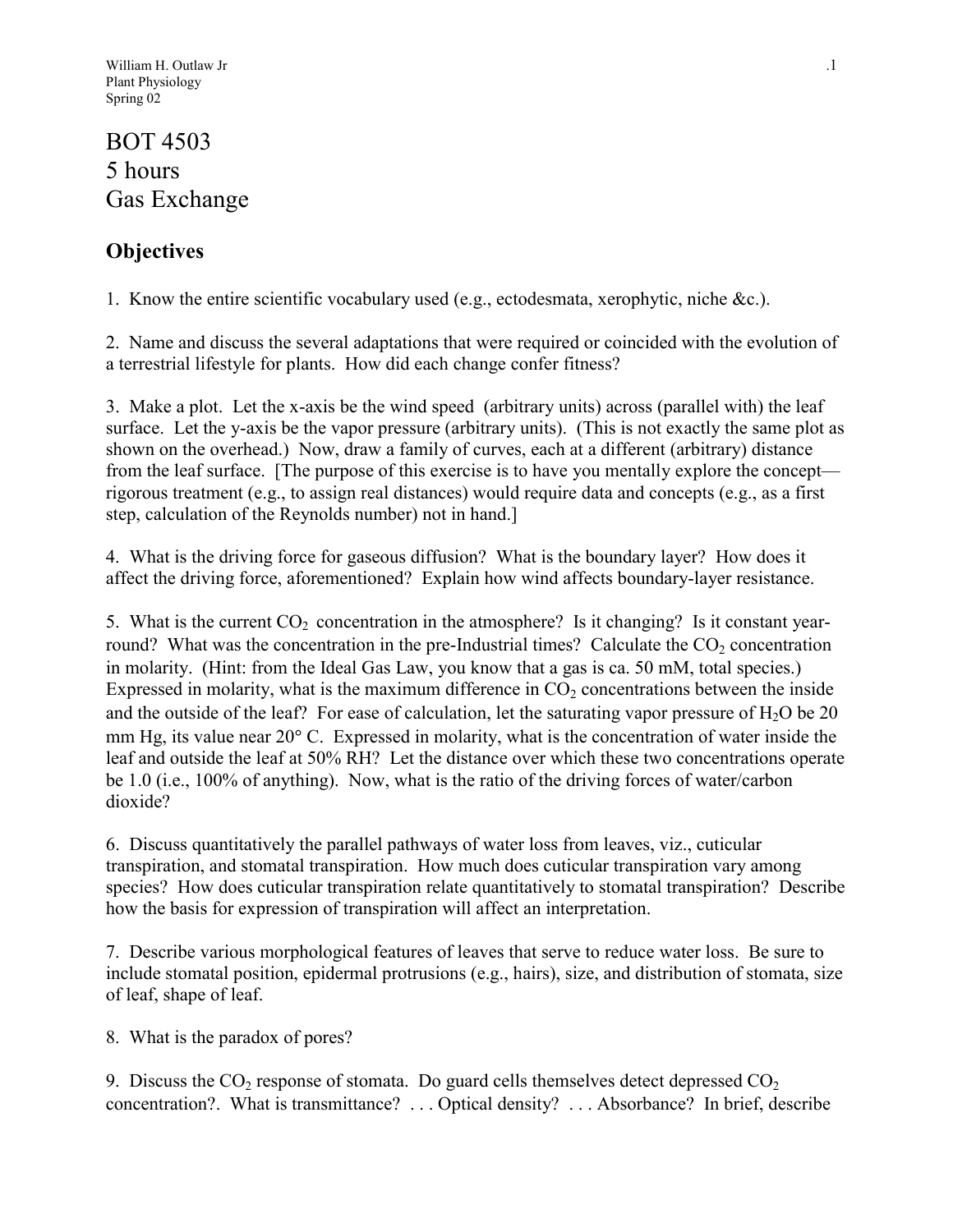William H. Outlaw Jr
Plant Physiology
Spring 02

# BOT 4503
# 5 hours
# Gas Exchange

## Objectives

1. Know the entire scientific vocabulary used (e.g., ectodesmata, xerophytic, niche &c.).

2. Name and discuss the several adaptations that were required or coincided with the evolution of a terrestrial lifestyle for plants. How did each change confer fitness?

3. Make a plot. Let the x-axis be the wind speed (arbitrary units) across (parallel with) the leaf surface. Let the y-axis be the vapor pressure (arbitrary units). (This is not exactly the same plot as shown on the overhead.) Now, draw a family of curves, each at a different (arbitrary) distance from the leaf surface. [The purpose of this exercise is to have you mentally explore the concept—rigorous treatment (e.g., to assign real distances) would require data and concepts (e.g., as a first step, calculation of the Reynolds number) not in hand.]

4. What is the driving force for gaseous diffusion? What is the boundary layer? How does it affect the driving force, aforementioned? Explain how wind affects boundary-layer resistance.

5. What is the current $CO_2$ concentration in the atmosphere? Is it changing? Is it constant year-round? What was the concentration in the pre-Industrial times? Calculate the $CO_2$ concentration in molarity. (Hint: from the Ideal Gas Law, you know that a gas is ca. 50 mM, total species.) Expressed in molarity, what is the maximum difference in $CO_2$ concentrations between the inside and the outside of the leaf? For ease of calculation, let the saturating vapor pressure of $H_2O$ be 20 mm Hg, its value near 20° C. Expressed in molarity, what is the concentration of water inside the leaf and outside the leaf at 50% RH? Let the distance over which these two concentrations operate be 1.0 (i.e., 100% of anything). Now, what is the ratio of the driving forces of water/carbon dioxide?

6. Discuss quantitatively the parallel pathways of water loss from leaves, viz., cuticular transpiration, and stomatal transpiration. How much does cuticular transpiration vary among species? How does cuticular transpiration relate quantitatively to stomatal transpiration? Describe how the basis for expression of transpiration will affect an interpretation.

7. Describe various morphological features of leaves that serve to reduce water loss. Be sure to include stomatal position, epidermal protrusions (e.g., hairs), size, and distribution of stomata, size of leaf, shape of leaf.

8. What is the paradox of pores?

9. Discuss the $CO_2$ response of stomata. Do guard cells themselves detect depressed $CO_2$ concentration?. What is transmittance? . . . Optical density? . . . Absorbance? In brief, describe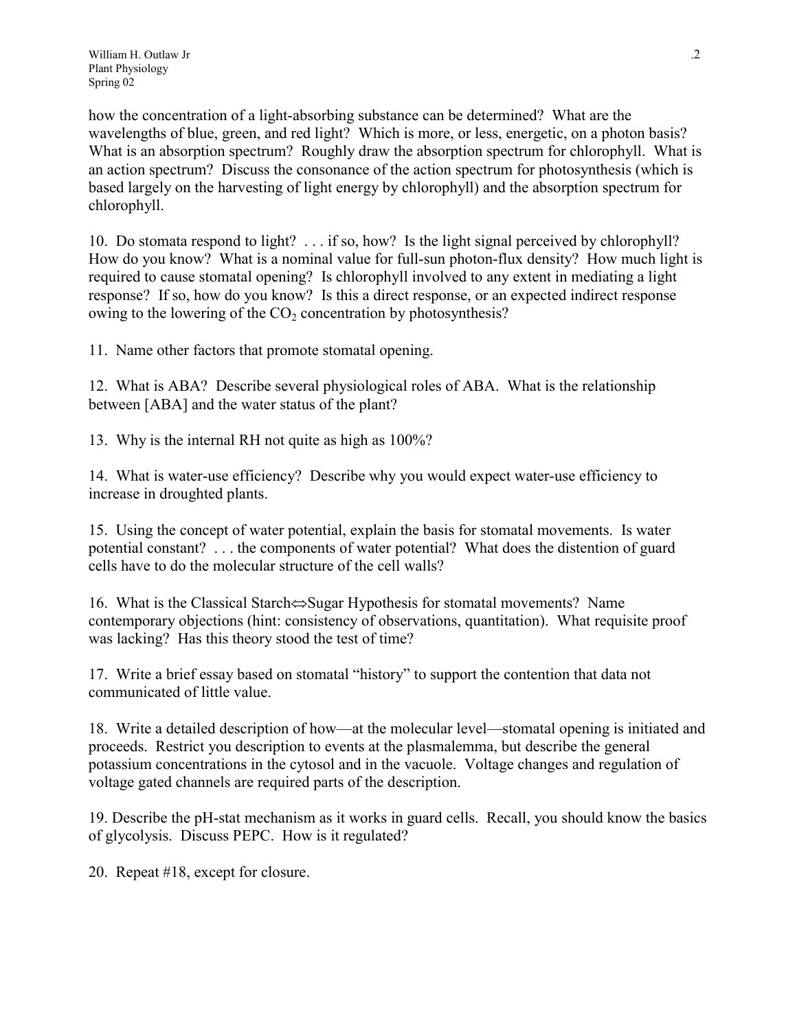how the concentration of a light-absorbing substance can be determined? What are the wavelengths of blue, green, and red light? Which is more, or less, energetic, on a photon basis? What is an absorption spectrum? Roughly draw the absorption spectrum for chlorophyll. What is an action spectrum? Discuss the consonance of the action spectrum for photosynthesis (which is based largely on the harvesting of light energy by chlorophyll) and the absorption spectrum for chlorophyll.

10. Do stomata respond to light? . . . if so, how? Is the light signal perceived by chlorophyll? How do you know? What is a nominal value for full-sun photon-flux density? How much light is required to cause stomatal opening? Is chlorophyll involved to any extent in mediating a light response? If so, how do you know? Is this a direct response, or an expected indirect response owing to the lowering of the $CO_2$ concentration by photosynthesis?

11. Name other factors that promote stomatal opening.

12. What is ABA? Describe several physiological roles of ABA. What is the relationship between [ABA] and the water status of the plant?

13. Why is the internal RH not quite as high as 100%?

14. What is water-use efficiency? Describe why you would expect water-use efficiency to increase in droughted plants.

15. Using the concept of water potential, explain the basis for stomatal movements. Is water potential constant? . . . the components of water potential? What does the distention of guard cells have to do the molecular structure of the cell walls?

16. What is the Classical Starch⇔Sugar Hypothesis for stomatal movements? Name contemporary objections (hint: consistency of observations, quantitation). What requisite proof was lacking? Has this theory stood the test of time?

17. Write a brief essay based on stomatal "history" to support the contention that data not communicated of little value.

18. Write a detailed description of how—at the molecular level—stomatal opening is initiated and proceeds. Restrict you description to events at the plasmalemma, but describe the general potassium concentrations in the cytosol and in the vacuole. Voltage changes and regulation of voltage gated channels are required parts of the description.

19. Describe the pH-stat mechanism as it works in guard cells. Recall, you should know the basics of glycolysis. Discuss PEPC. How is it regulated?

20. Repeat #18, except for closure.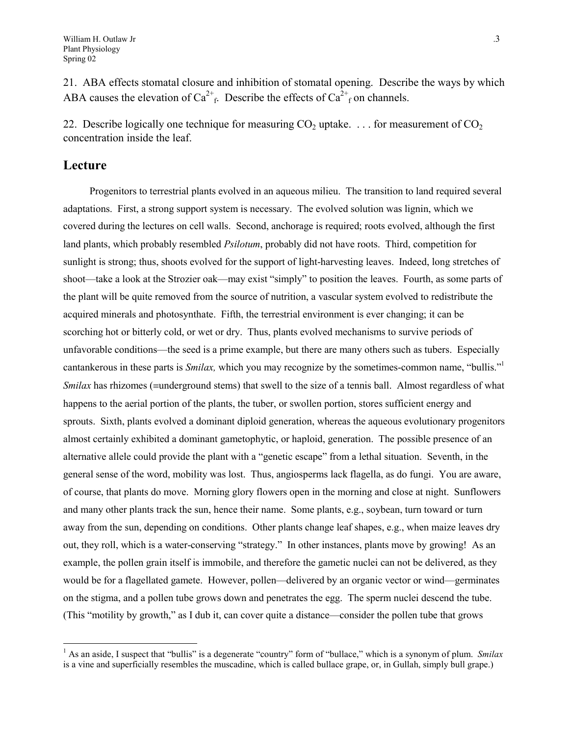21. ABA effects stomatal closure and inhibition of stomatal opening. Describe the ways by which ABA causes the elevation of $Ca^{2+}_f$. Describe the effects of $Ca^{2+}_f$ on channels.

22. Describe logically one technique for measuring $CO_2$ uptake. . . . for measurement of $CO_2$ concentration inside the leaf.

## Lecture

Progenitors to terrestrial plants evolved in an aqueous milieu. The transition to land required several adaptations. First, a strong support system is necessary. The evolved solution was lignin, which we covered during the lectures on cell walls. Second, anchorage is required; roots evolved, although the first land plants, which probably resembled *Psilotum*, probably did not have roots. Third, competition for sunlight is strong; thus, shoots evolved for the support of light-harvesting leaves. Indeed, long stretches of shoot—take a look at the Strozier oak—may exist "simply" to position the leaves. Fourth, as some parts of the plant will be quite removed from the source of nutrition, a vascular system evolved to redistribute the acquired minerals and photosynthate. Fifth, the terrestrial environment is ever changing; it can be scorching hot or bitterly cold, or wet or dry. Thus, plants evolved mechanisms to survive periods of unfavorable conditions—the seed is a prime example, but there are many others such as tubers. Especially cantankerous in these parts is *Smilax,* which you may recognize by the sometimes-common name, "bullis."[1] *Smilax* has rhizomes (≡underground stems) that swell to the size of a tennis ball. Almost regardless of what happens to the aerial portion of the plants, the tuber, or swollen portion, stores sufficient energy and sprouts. Sixth, plants evolved a dominant diploid generation, whereas the aqueous evolutionary progenitors almost certainly exhibited a dominant gametophytic, or haploid, generation. The possible presence of an alternative allele could provide the plant with a "genetic escape" from a lethal situation. Seventh, in the general sense of the word, mobility was lost. Thus, angiosperms lack flagella, as do fungi. You are aware, of course, that plants do move. Morning glory flowers open in the morning and close at night. Sunflowers and many other plants track the sun, hence their name. Some plants, e.g., soybean, turn toward or turn away from the sun, depending on conditions. Other plants change leaf shapes, e.g., when maize leaves dry out, they roll, which is a water-conserving "strategy." In other instances, plants move by growing! As an example, the pollen grain itself is immobile, and therefore the gametic nuclei can not be delivered, as they would be for a flagellated gamete. However, pollen—delivered by an organic vector or wind—germinates on the stigma, and a pollen tube grows down and penetrates the egg. The sperm nuclei descend the tube. (This "motility by growth," as I dub it, can cover quite a distance—consider the pollen tube that grows

[1] As an aside, I suspect that "bullis" is a degenerate "country" form of "bullace," which is a synonym of plum. *Smilax* is a vine and superficially resembles the muscadine, which is called bullace grape, or, in Gullah, simply bull grape.)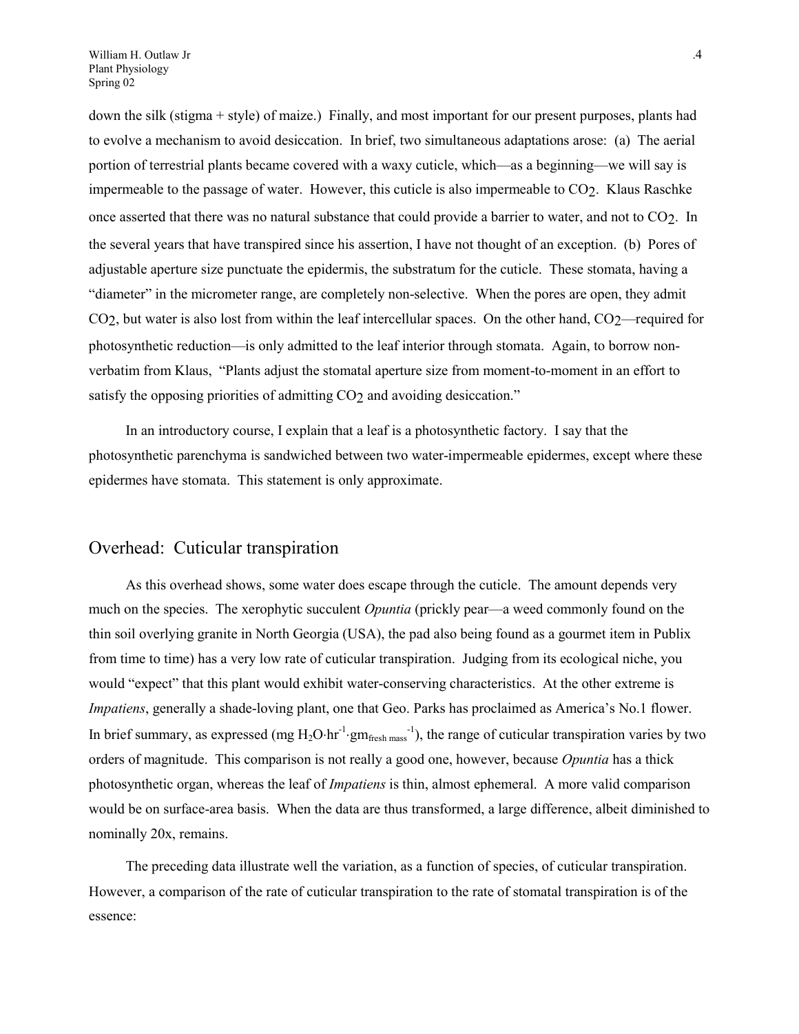down the silk (stigma + style) of maize.) Finally, and most important for our present purposes, plants had to evolve a mechanism to avoid desiccation. In brief, two simultaneous adaptations arose: (a) The aerial portion of terrestrial plants became covered with a waxy cuticle, which—as a beginning—we will say is impermeable to the passage of water. However, this cuticle is also impermeable to $CO_2$. Klaus Raschke once asserted that there was no natural substance that could provide a barrier to water, and not to $CO_2$. In the several years that have transpired since his assertion, I have not thought of an exception. (b) Pores of adjustable aperture size punctuate the epidermis, the substratum for the cuticle. These stomata, having a "diameter" in the micrometer range, are completely non-selective. When the pores are open, they admit $CO_2$, but water is also lost from within the leaf intercellular spaces. On the other hand, $CO_2$—required for photosynthetic reduction—is only admitted to the leaf interior through stomata. Again, to borrow non-verbatim from Klaus, "Plants adjust the stomatal aperture size from moment-to-moment in an effort to satisfy the opposing priorities of admitting $CO_2$ and avoiding desiccation."

In an introductory course, I explain that a leaf is a photosynthetic factory. I say that the photosynthetic parenchyma is sandwiched between two water-impermeable epidermes, except where these epidermes have stomata. This statement is only approximate.

## Overhead: Cuticular transpiration

As this overhead shows, some water does escape through the cuticle. The amount depends very much on the species. The xerophytic succulent *Opuntia* (prickly pear—a weed commonly found on the thin soil overlying granite in North Georgia (USA), the pad also being found as a gourmet item in Publix from time to time) has a very low rate of cuticular transpiration. Judging from its ecological niche, you would "expect" that this plant would exhibit water-conserving characteristics. At the other extreme is *Impatiens*, generally a shade-loving plant, one that Geo. Parks has proclaimed as America's No.1 flower. In brief summary, as expressed (mg $H_2O \cdot hr^{-1} \cdot gm_{fresh\ mass}^{-1}$), the range of cuticular transpiration varies by two orders of magnitude. This comparison is not really a good one, however, because *Opuntia* has a thick photosynthetic organ, whereas the leaf of *Impatiens* is thin, almost ephemeral. A more valid comparison would be on surface-area basis. When the data are thus transformed, a large difference, albeit diminished to nominally 20x, remains.

The preceding data illustrate well the variation, as a function of species, of cuticular transpiration. However, a comparison of the rate of cuticular transpiration to the rate of stomatal transpiration is of the essence: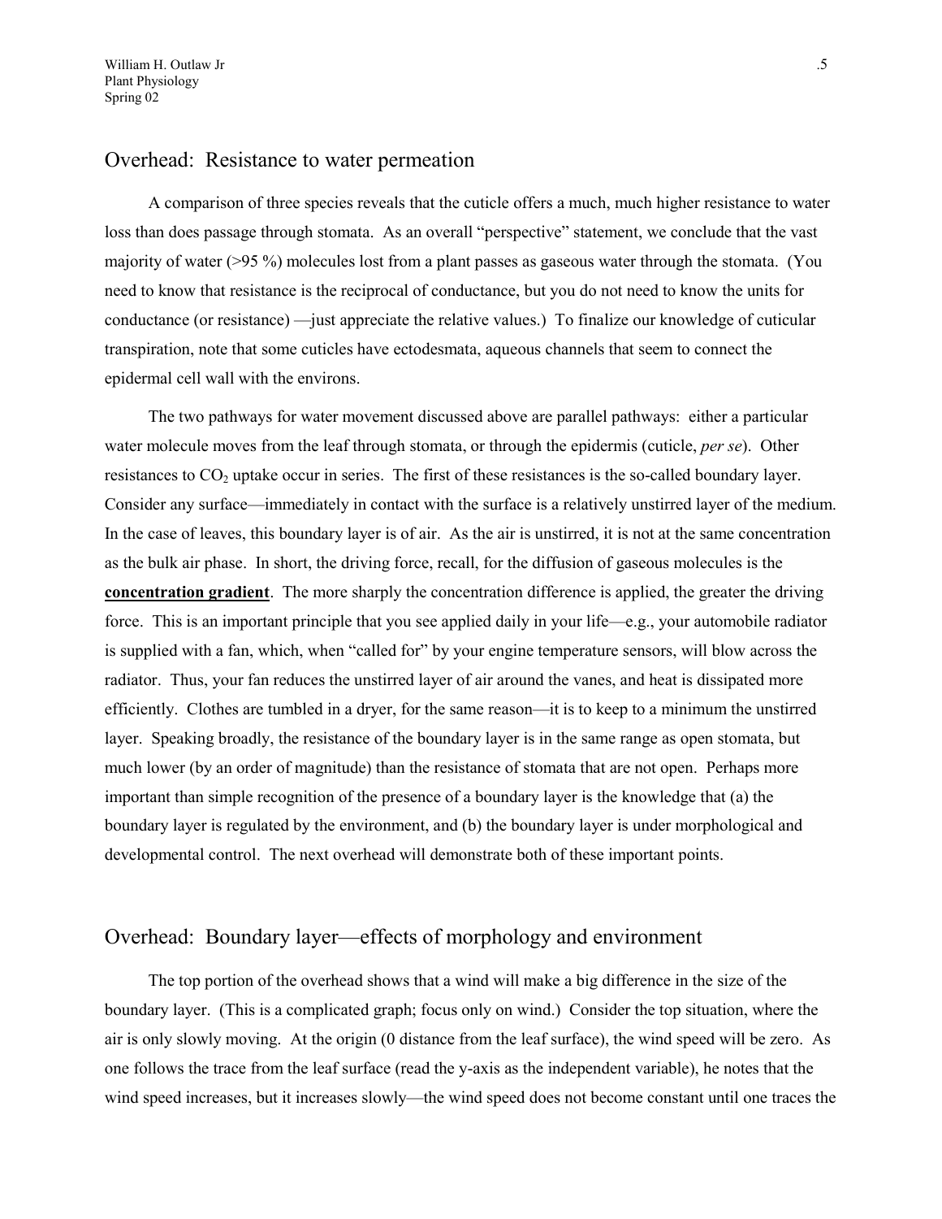## Overhead: Resistance to water permeation

A comparison of three species reveals that the cuticle offers a much, much higher resistance to water loss than does passage through stomata. As an overall "perspective" statement, we conclude that the vast majority of water (>95 %) molecules lost from a plant passes as gaseous water through the stomata. (You need to know that resistance is the reciprocal of conductance, but you do not need to know the units for conductance (or resistance) —just appreciate the relative values.) To finalize our knowledge of cuticular transpiration, note that some cuticles have ectodesmata, aqueous channels that seem to connect the epidermal cell wall with the environs.

The two pathways for water movement discussed above are parallel pathways: either a particular water molecule moves from the leaf through stomata, or through the epidermis (cuticle, *per se*). Other resistances to $CO_2$ uptake occur in series. The first of these resistances is the so-called boundary layer. Consider any surface—immediately in contact with the surface is a relatively unstirred layer of the medium. In the case of leaves, this boundary layer is of air. As the air is unstirred, it is not at the same concentration as the bulk air phase. In short, the driving force, recall, for the diffusion of gaseous molecules is the **concentration gradient**. The more sharply the concentration difference is applied, the greater the driving force. This is an important principle that you see applied daily in your life—e.g., your automobile radiator is supplied with a fan, which, when "called for" by your engine temperature sensors, will blow across the radiator. Thus, your fan reduces the unstirred layer of air around the vanes, and heat is dissipated more efficiently. Clothes are tumbled in a dryer, for the same reason—it is to keep to a minimum the unstirred layer. Speaking broadly, the resistance of the boundary layer is in the same range as open stomata, but much lower (by an order of magnitude) than the resistance of stomata that are not open. Perhaps more important than simple recognition of the presence of a boundary layer is the knowledge that (a) the boundary layer is regulated by the environment, and (b) the boundary layer is under morphological and developmental control. The next overhead will demonstrate both of these important points.

## Overhead: Boundary layer—effects of morphology and environment

The top portion of the overhead shows that a wind will make a big difference in the size of the boundary layer. (This is a complicated graph; focus only on wind.) Consider the top situation, where the air is only slowly moving. At the origin (0 distance from the leaf surface), the wind speed will be zero. As one follows the trace from the leaf surface (read the y-axis as the independent variable), he notes that the wind speed increases, but it increases slowly—the wind speed does not become constant until one traces the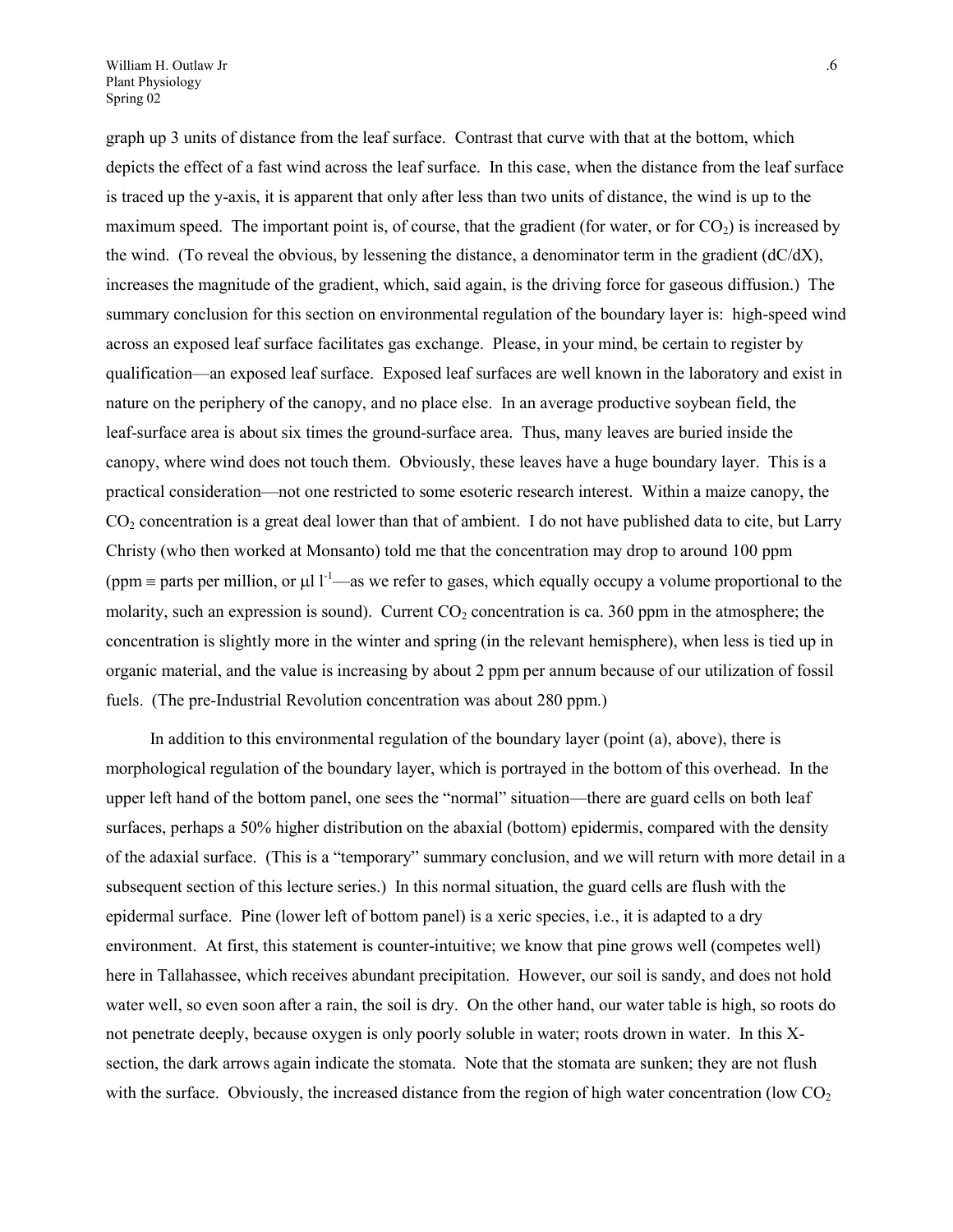graph up 3 units of distance from the leaf surface. Contrast that curve with that at the bottom, which depicts the effect of a fast wind across the leaf surface. In this case, when the distance from the leaf surface is traced up the y-axis, it is apparent that only after less than two units of distance, the wind is up to the maximum speed. The important point is, of course, that the gradient (for water, or for $CO_2$) is increased by the wind. (To reveal the obvious, by lessening the distance, a denominator term in the gradient ($dC/dX$), increases the magnitude of the gradient, which, said again, is the driving force for gaseous diffusion.) The summary conclusion for this section on environmental regulation of the boundary layer is: high-speed wind across an exposed leaf surface facilitates gas exchange. Please, in your mind, be certain to register by qualification—an exposed leaf surface. Exposed leaf surfaces are well known in the laboratory and exist in nature on the periphery of the canopy, and no place else. In an average productive soybean field, the leaf-surface area is about six times the ground-surface area. Thus, many leaves are buried inside the canopy, where wind does not touch them. Obviously, these leaves have a huge boundary layer. This is a practical consideration—not one restricted to some esoteric research interest. Within a maize canopy, the $CO_2$ concentration is a great deal lower than that of ambient. I do not have published data to cite, but Larry Christy (who then worked at Monsanto) told me that the concentration may drop to around 100 ppm (ppm ≡ parts per million, or $\mu l \ l^{-1}$—as we refer to gases, which equally occupy a volume proportional to the molarity, such an expression is sound). Current $CO_2$ concentration is ca. 360 ppm in the atmosphere; the concentration is slightly more in the winter and spring (in the relevant hemisphere), when less is tied up in organic material, and the value is increasing by about 2 ppm per annum because of our utilization of fossil fuels. (The pre-Industrial Revolution concentration was about 280 ppm.)

In addition to this environmental regulation of the boundary layer (point (a), above), there is morphological regulation of the boundary layer, which is portrayed in the bottom of this overhead. In the upper left hand of the bottom panel, one sees the "normal" situation—there are guard cells on both leaf surfaces, perhaps a 50% higher distribution on the abaxial (bottom) epidermis, compared with the density of the adaxial surface. (This is a "temporary" summary conclusion, and we will return with more detail in a subsequent section of this lecture series.) In this normal situation, the guard cells are flush with the epidermal surface. Pine (lower left of bottom panel) is a xeric species, i.e., it is adapted to a dry environment. At first, this statement is counter-intuitive; we know that pine grows well (competes well) here in Tallahassee, which receives abundant precipitation. However, our soil is sandy, and does not hold water well, so even soon after a rain, the soil is dry. On the other hand, our water table is high, so roots do not penetrate deeply, because oxygen is only poorly soluble in water; roots drown in water. In this X-section, the dark arrows again indicate the stomata. Note that the stomata are sunken; they are not flush with the surface. Obviously, the increased distance from the region of high water concentration (low $CO_2$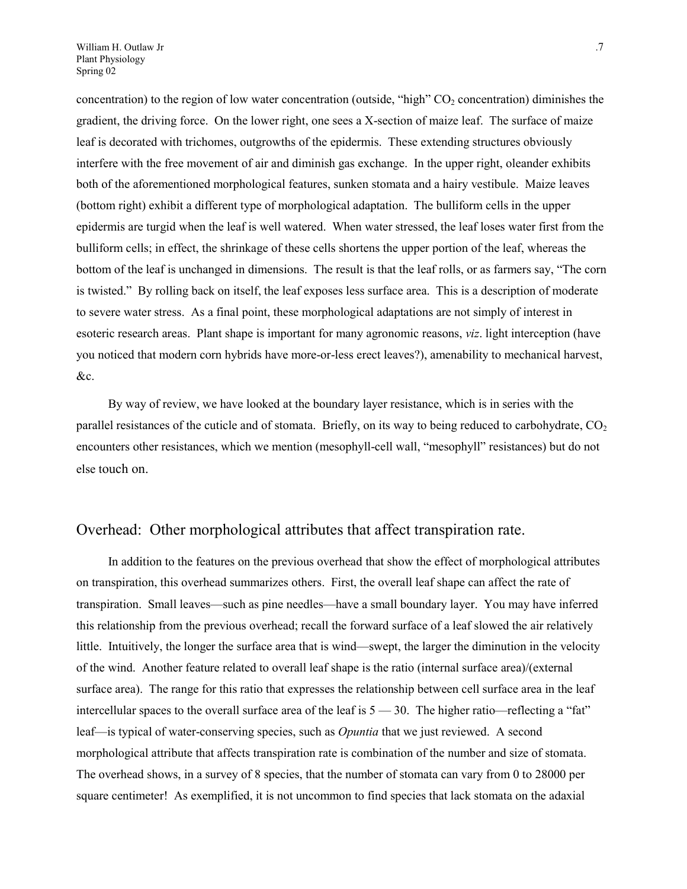concentration) to the region of low water concentration (outside, "high" $CO_2$ concentration) diminishes the gradient, the driving force. On the lower right, one sees a X-section of maize leaf. The surface of maize leaf is decorated with trichomes, outgrowths of the epidermis. These extending structures obviously interfere with the free movement of air and diminish gas exchange. In the upper right, oleander exhibits both of the aforementioned morphological features, sunken stomata and a hairy vestibule. Maize leaves (bottom right) exhibit a different type of morphological adaptation. The bulliform cells in the upper epidermis are turgid when the leaf is well watered. When water stressed, the leaf loses water first from the bulliform cells; in effect, the shrinkage of these cells shortens the upper portion of the leaf, whereas the bottom of the leaf is unchanged in dimensions. The result is that the leaf rolls, or as farmers say, "The corn is twisted." By rolling back on itself, the leaf exposes less surface area. This is a description of moderate to severe water stress. As a final point, these morphological adaptations are not simply of interest in esoteric research areas. Plant shape is important for many agronomic reasons, *viz*. light interception (have you noticed that modern corn hybrids have more-or-less erect leaves?), amenability to mechanical harvest, &c.

By way of review, we have looked at the boundary layer resistance, which is in series with the parallel resistances of the cuticle and of stomata. Briefly, on its way to being reduced to carbohydrate, $CO_2$ encounters other resistances, which we mention (mesophyll-cell wall, "mesophyll" resistances) but do not else touch on.

## Overhead: Other morphological attributes that affect transpiration rate.

In addition to the features on the previous overhead that show the effect of morphological attributes on transpiration, this overhead summarizes others. First, the overall leaf shape can affect the rate of transpiration. Small leaves—such as pine needles—have a small boundary layer. You may have inferred this relationship from the previous overhead; recall the forward surface of a leaf slowed the air relatively little. Intuitively, the longer the surface area that is wind—swept, the larger the diminution in the velocity of the wind. Another feature related to overall leaf shape is the ratio (internal surface area)/(external surface area). The range for this ratio that expresses the relationship between cell surface area in the leaf intercellular spaces to the overall surface area of the leaf is 5 — 30. The higher ratio—reflecting a "fat" leaf—is typical of water-conserving species, such as *Opuntia* that we just reviewed. A second morphological attribute that affects transpiration rate is combination of the number and size of stomata. The overhead shows, in a survey of 8 species, that the number of stomata can vary from 0 to 28000 per square centimeter! As exemplified, it is not uncommon to find species that lack stomata on the adaxial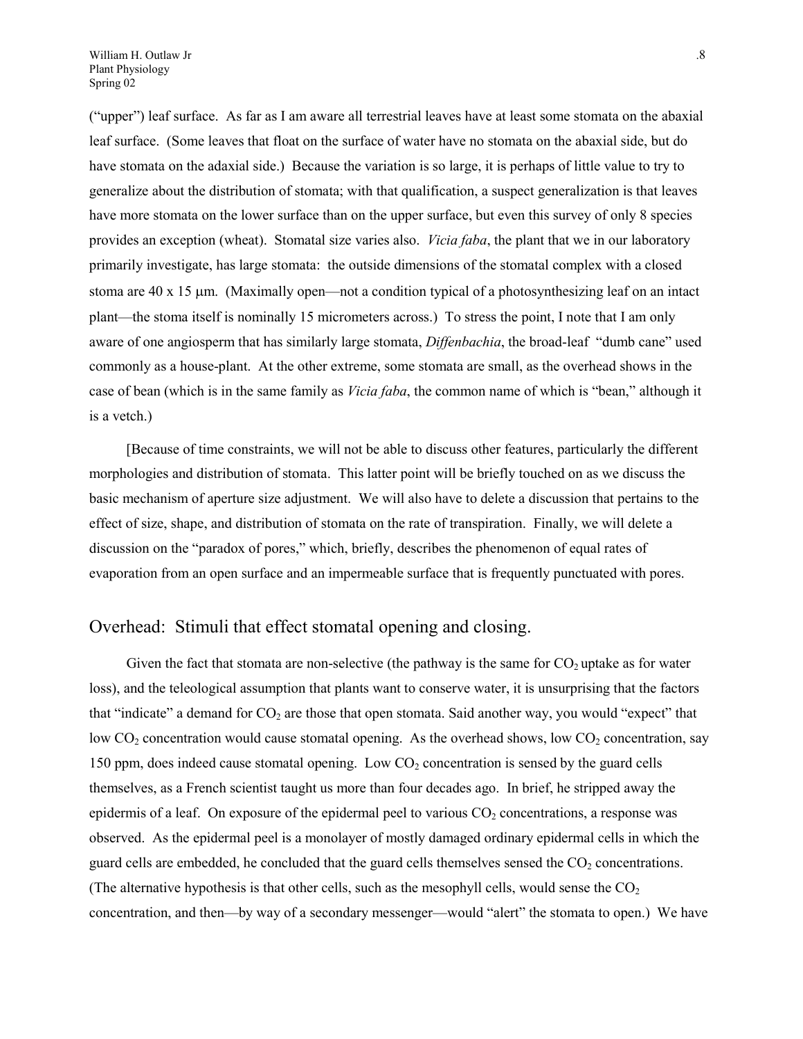("upper") leaf surface. As far as I am aware all terrestrial leaves have at least some stomata on the abaxial leaf surface. (Some leaves that float on the surface of water have no stomata on the abaxial side, but do have stomata on the adaxial side.) Because the variation is so large, it is perhaps of little value to try to generalize about the distribution of stomata; with that qualification, a suspect generalization is that leaves have more stomata on the lower surface than on the upper surface, but even this survey of only 8 species provides an exception (wheat). Stomatal size varies also. *Vicia faba*, the plant that we in our laboratory primarily investigate, has large stomata: the outside dimensions of the stomatal complex with a closed stoma are 40 x 15 μm. (Maximally open—not a condition typical of a photosynthesizing leaf on an intact plant—the stoma itself is nominally 15 micrometers across.) To stress the point, I note that I am only aware of one angiosperm that has similarly large stomata, *Diffenbachia*, the broad-leaf "dumb cane" used commonly as a house-plant. At the other extreme, some stomata are small, as the overhead shows in the case of bean (which is in the same family as *Vicia faba*, the common name of which is "bean," although it is a vetch.)

[Because of time constraints, we will not be able to discuss other features, particularly the different morphologies and distribution of stomata. This latter point will be briefly touched on as we discuss the basic mechanism of aperture size adjustment. We will also have to delete a discussion that pertains to the effect of size, shape, and distribution of stomata on the rate of transpiration. Finally, we will delete a discussion on the "paradox of pores," which, briefly, describes the phenomenon of equal rates of evaporation from an open surface and an impermeable surface that is frequently punctuated with pores.

## Overhead: Stimuli that effect stomatal opening and closing.

Given the fact that stomata are non-selective (the pathway is the same for $CO_2$ uptake as for water loss), and the teleological assumption that plants want to conserve water, it is unsurprising that the factors that "indicate" a demand for $CO_2$ are those that open stomata. Said another way, you would "expect" that low $CO_2$ concentration would cause stomatal opening. As the overhead shows, low $CO_2$ concentration, say 150 ppm, does indeed cause stomatal opening. Low $CO_2$ concentration is sensed by the guard cells themselves, as a French scientist taught us more than four decades ago. In brief, he stripped away the epidermis of a leaf. On exposure of the epidermal peel to various $CO_2$ concentrations, a response was observed. As the epidermal peel is a monolayer of mostly damaged ordinary epidermal cells in which the guard cells are embedded, he concluded that the guard cells themselves sensed the $CO_2$ concentrations. (The alternative hypothesis is that other cells, such as the mesophyll cells, would sense the $CO_2$ concentration, and then—by way of a secondary messenger—would "alert" the stomata to open.) We have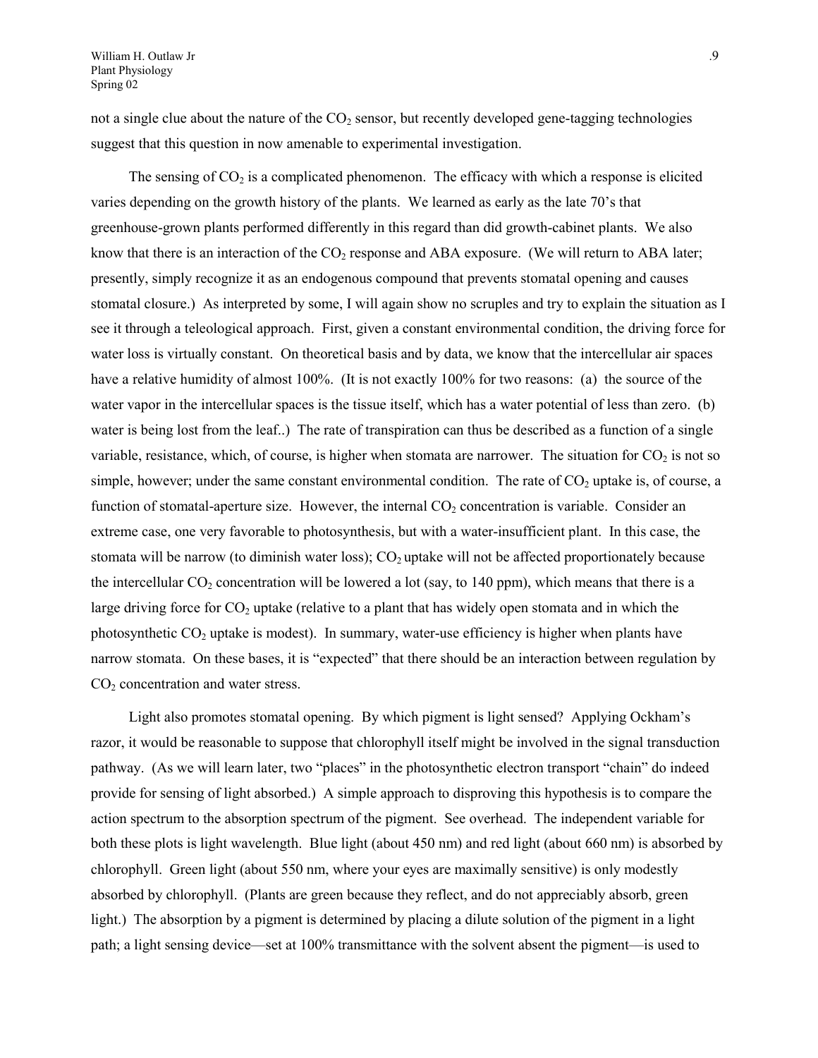not a single clue about the nature of the $CO_2$ sensor, but recently developed gene-tagging technologies suggest that this question in now amenable to experimental investigation.

The sensing of $CO_2$ is a complicated phenomenon. The efficacy with which a response is elicited varies depending on the growth history of the plants. We learned as early as the late 70's that greenhouse-grown plants performed differently in this regard than did growth-cabinet plants. We also know that there is an interaction of the $CO_2$ response and ABA exposure. (We will return to ABA later; presently, simply recognize it as an endogenous compound that prevents stomatal opening and causes stomatal closure.) As interpreted by some, I will again show no scruples and try to explain the situation as I see it through a teleological approach. First, given a constant environmental condition, the driving force for water loss is virtually constant. On theoretical basis and by data, we know that the intercellular air spaces have a relative humidity of almost 100%. (It is not exactly 100% for two reasons: (a) the source of the water vapor in the intercellular spaces is the tissue itself, which has a water potential of less than zero. (b) water is being lost from the leaf..) The rate of transpiration can thus be described as a function of a single variable, resistance, which, of course, is higher when stomata are narrower. The situation for $CO_2$ is not so simple, however; under the same constant environmental condition. The rate of $CO_2$ uptake is, of course, a function of stomatal-aperture size. However, the internal $CO_2$ concentration is variable. Consider an extreme case, one very favorable to photosynthesis, but with a water-insufficient plant. In this case, the stomata will be narrow (to diminish water loss); $CO_2$ uptake will not be affected proportionately because the intercellular $CO_2$ concentration will be lowered a lot (say, to 140 ppm), which means that there is a large driving force for $CO_2$ uptake (relative to a plant that has widely open stomata and in which the photosynthetic $CO_2$ uptake is modest). In summary, water-use efficiency is higher when plants have narrow stomata. On these bases, it is "expected" that there should be an interaction between regulation by $CO_2$ concentration and water stress.

Light also promotes stomatal opening. By which pigment is light sensed? Applying Ockham's razor, it would be reasonable to suppose that chlorophyll itself might be involved in the signal transduction pathway. (As we will learn later, two "places" in the photosynthetic electron transport "chain" do indeed provide for sensing of light absorbed.) A simple approach to disproving this hypothesis is to compare the action spectrum to the absorption spectrum of the pigment. See overhead. The independent variable for both these plots is light wavelength. Blue light (about 450 nm) and red light (about 660 nm) is absorbed by chlorophyll. Green light (about 550 nm, where your eyes are maximally sensitive) is only modestly absorbed by chlorophyll. (Plants are green because they reflect, and do not appreciably absorb, green light.) The absorption by a pigment is determined by placing a dilute solution of the pigment in a light path; a light sensing device—set at 100% transmittance with the solvent absent the pigment—is used to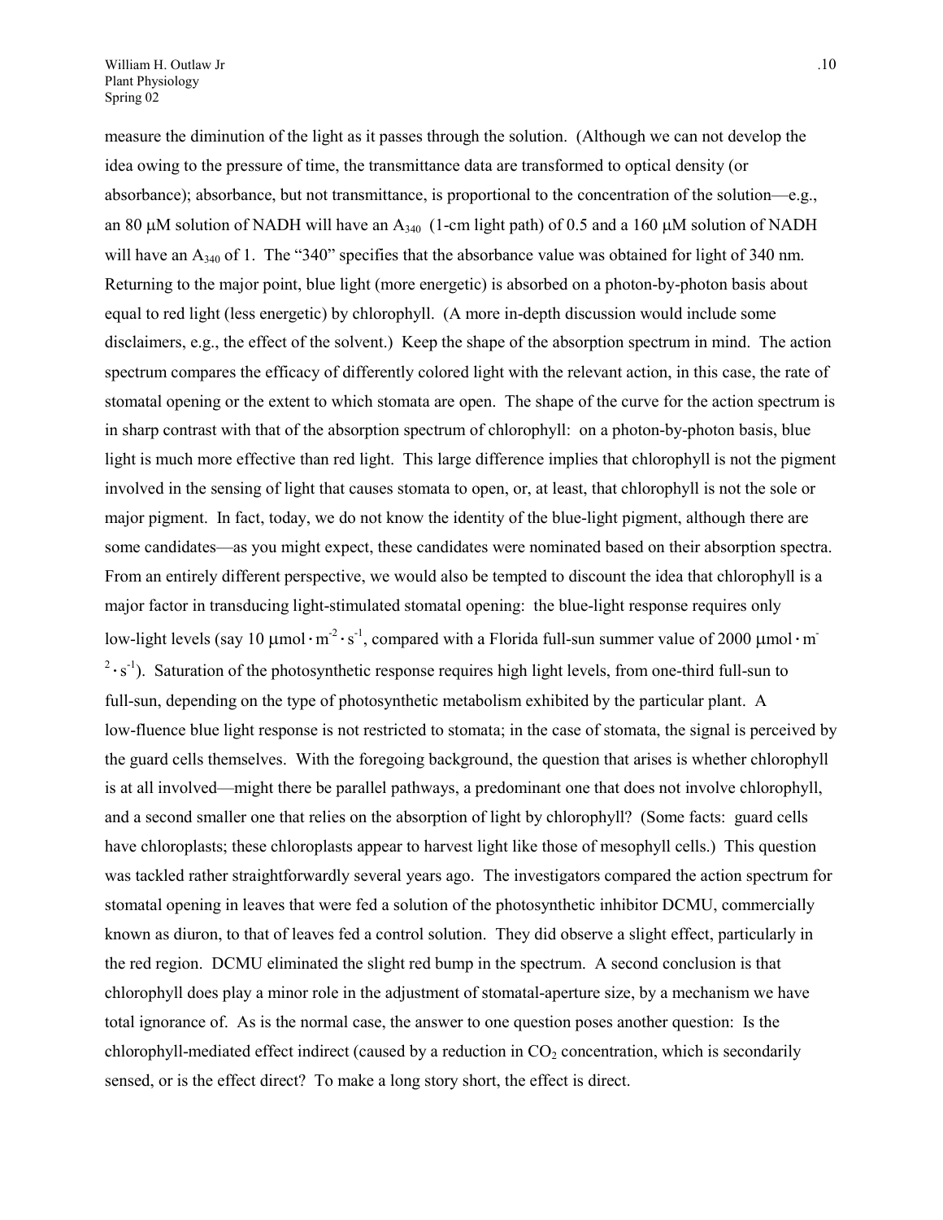measure the diminution of the light as it passes through the solution. (Although we can not develop the idea owing to the pressure of time, the transmittance data are transformed to optical density (or absorbance); absorbance, but not transmittance, is proportional to the concentration of the solution—e.g., an 80 $\mu$M solution of NADH will have an $A_{340}$ (1-cm light path) of 0.5 and a 160 $\mu$M solution of NADH will have an $A_{340}$ of 1. The "340" specifies that the absorbance value was obtained for light of 340 nm. Returning to the major point, blue light (more energetic) is absorbed on a photon-by-photon basis about equal to red light (less energetic) by chlorophyll. (A more in-depth discussion would include some disclaimers, e.g., the effect of the solvent.) Keep the shape of the absorption spectrum in mind. The action spectrum compares the efficacy of differently colored light with the relevant action, in this case, the rate of stomatal opening or the extent to which stomata are open. The shape of the curve for the action spectrum is in sharp contrast with that of the absorption spectrum of chlorophyll: on a photon-by-photon basis, blue light is much more effective than red light. This large difference implies that chlorophyll is not the pigment involved in the sensing of light that causes stomata to open, or, at least, that chlorophyll is not the sole or major pigment. In fact, today, we do not know the identity of the blue-light pigment, although there are some candidates—as you might expect, these candidates were nominated based on their absorption spectra. From an entirely different perspective, we would also be tempted to discount the idea that chlorophyll is a major factor in transducing light-stimulated stomatal opening: the blue-light response requires only low-light levels (say 10 $\mu mol \cdot m^{-2} \cdot s^{-1}$, compared with a Florida full-sun summer value of 2000 $\mu mol \cdot m^{-2} \cdot s^{-1}$). Saturation of the photosynthetic response requires high light levels, from one-third full-sun to full-sun, depending on the type of photosynthetic metabolism exhibited by the particular plant. A low-fluence blue light response is not restricted to stomata; in the case of stomata, the signal is perceived by the guard cells themselves. With the foregoing background, the question that arises is whether chlorophyll is at all involved—might there be parallel pathways, a predominant one that does not involve chlorophyll, and a second smaller one that relies on the absorption of light by chlorophyll? (Some facts: guard cells have chloroplasts; these chloroplasts appear to harvest light like those of mesophyll cells.) This question was tackled rather straightforwardly several years ago. The investigators compared the action spectrum for stomatal opening in leaves that were fed a solution of the photosynthetic inhibitor DCMU, commercially known as diuron, to that of leaves fed a control solution. They did observe a slight effect, particularly in the red region. DCMU eliminated the slight red bump in the spectrum. A second conclusion is that chlorophyll does play a minor role in the adjustment of stomatal-aperture size, by a mechanism we have total ignorance of. As is the normal case, the answer to one question poses another question: Is the chlorophyll-mediated effect indirect (caused by a reduction in $CO_2$ concentration, which is secondarily sensed, or is the effect direct? To make a long story short, the effect is direct.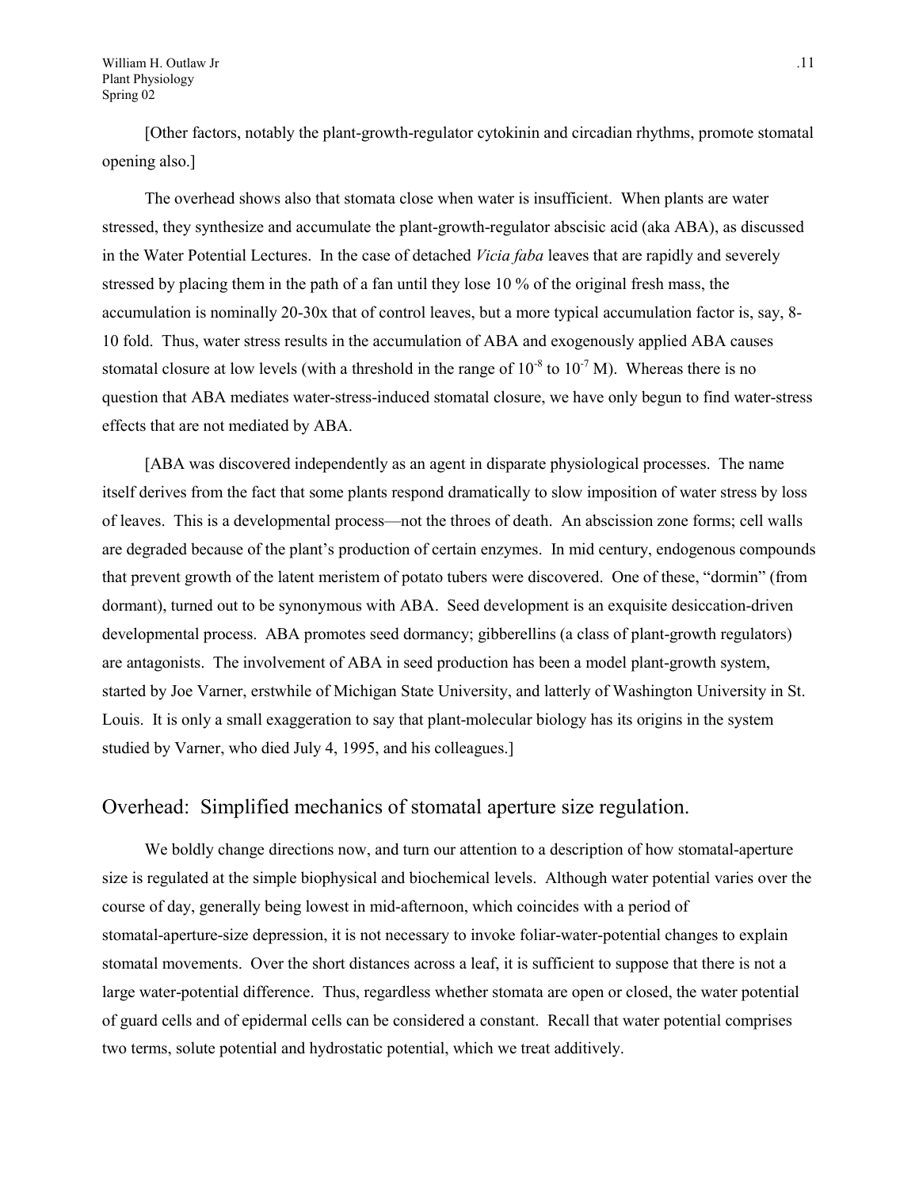[Other factors, notably the plant-growth-regulator cytokinin and circadian rhythms, promote stomatal opening also.]

The overhead shows also that stomata close when water is insufficient. When plants are water stressed, they synthesize and accumulate the plant-growth-regulator abscisic acid (aka ABA), as discussed in the Water Potential Lectures. In the case of detached *Vicia faba* leaves that are rapidly and severely stressed by placing them in the path of a fan until they lose 10 % of the original fresh mass, the accumulation is nominally 20-30x that of control leaves, but a more typical accumulation factor is, say, 8-10 fold. Thus, water stress results in the accumulation of ABA and exogenously applied ABA causes stomatal closure at low levels (with a threshold in the range of $10^{-8}$ to $10^{-7}$ M). Whereas there is no question that ABA mediates water-stress-induced stomatal closure, we have only begun to find water-stress effects that are not mediated by ABA.

[ABA was discovered independently as an agent in disparate physiological processes. The name itself derives from the fact that some plants respond dramatically to slow imposition of water stress by loss of leaves. This is a developmental process—not the throes of death. An abscission zone forms; cell walls are degraded because of the plant's production of certain enzymes. In mid century, endogenous compounds that prevent growth of the latent meristem of potato tubers were discovered. One of these, "dormin" (from dormant), turned out to be synonymous with ABA. Seed development is an exquisite desiccation-driven developmental process. ABA promotes seed dormancy; gibberellins (a class of plant-growth regulators) are antagonists. The involvement of ABA in seed production has been a model plant-growth system, started by Joe Varner, erstwhile of Michigan State University, and latterly of Washington University in St. Louis. It is only a small exaggeration to say that plant-molecular biology has its origins in the system studied by Varner, who died July 4, 1995, and his colleagues.]

## Overhead: Simplified mechanics of stomatal aperture size regulation.

We boldly change directions now, and turn our attention to a description of how stomatal-aperture size is regulated at the simple biophysical and biochemical levels. Although water potential varies over the course of day, generally being lowest in mid-afternoon, which coincides with a period of stomatal-aperture-size depression, it is not necessary to invoke foliar-water-potential changes to explain stomatal movements. Over the short distances across a leaf, it is sufficient to suppose that there is not a large water-potential difference. Thus, regardless whether stomata are open or closed, the water potential of guard cells and of epidermal cells can be considered a constant. Recall that water potential comprises two terms, solute potential and hydrostatic potential, which we treat additively.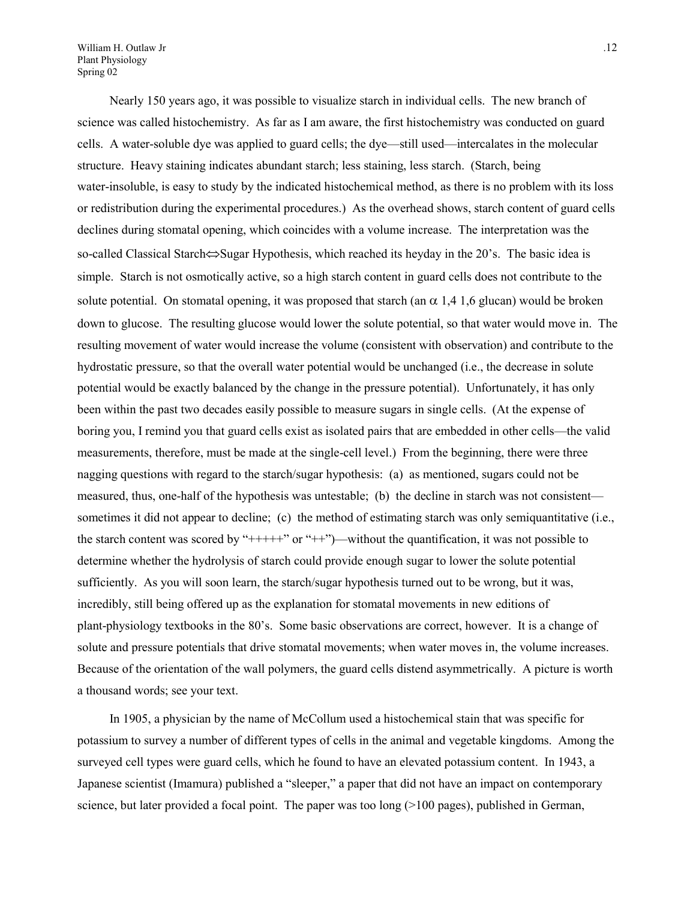Nearly 150 years ago, it was possible to visualize starch in individual cells. The new branch of science was called histochemistry. As far as I am aware, the first histochemistry was conducted on guard cells. A water-soluble dye was applied to guard cells; the dye—still used—intercalates in the molecular structure. Heavy staining indicates abundant starch; less staining, less starch. (Starch, being water-insoluble, is easy to study by the indicated histochemical method, as there is no problem with its loss or redistribution during the experimental procedures.) As the overhead shows, starch content of guard cells declines during stomatal opening, which coincides with a volume increase. The interpretation was the so-called Classical Starch⇔Sugar Hypothesis, which reached its heyday in the 20's. The basic idea is simple. Starch is not osmotically active, so a high starch content in guard cells does not contribute to the solute potential. On stomatal opening, it was proposed that starch (an $\alpha$ 1,4 1,6 glucan) would be broken down to glucose. The resulting glucose would lower the solute potential, so that water would move in. The resulting movement of water would increase the volume (consistent with observation) and contribute to the hydrostatic pressure, so that the overall water potential would be unchanged (i.e., the decrease in solute potential would be exactly balanced by the change in the pressure potential). Unfortunately, it has only been within the past two decades easily possible to measure sugars in single cells. (At the expense of boring you, I remind you that guard cells exist as isolated pairs that are embedded in other cells—the valid measurements, therefore, must be made at the single-cell level.) From the beginning, there were three nagging questions with regard to the starch/sugar hypothesis: (a) as mentioned, sugars could not be measured, thus, one-half of the hypothesis was untestable; (b) the decline in starch was not consistent—sometimes it did not appear to decline; (c) the method of estimating starch was only semiquantitative (i.e., the starch content was scored by "+++++" or "++")—without the quantification, it was not possible to determine whether the hydrolysis of starch could provide enough sugar to lower the solute potential sufficiently. As you will soon learn, the starch/sugar hypothesis turned out to be wrong, but it was, incredibly, still being offered up as the explanation for stomatal movements in new editions of plant-physiology textbooks in the 80's. Some basic observations are correct, however. It is a change of solute and pressure potentials that drive stomatal movements; when water moves in, the volume increases. Because of the orientation of the wall polymers, the guard cells distend asymmetrically. A picture is worth a thousand words; see your text.

In 1905, a physician by the name of McCollum used a histochemical stain that was specific for potassium to survey a number of different types of cells in the animal and vegetable kingdoms. Among the surveyed cell types were guard cells, which he found to have an elevated potassium content. In 1943, a Japanese scientist (Imamura) published a "sleeper," a paper that did not have an impact on contemporary science, but later provided a focal point. The paper was too long (>100 pages), published in German,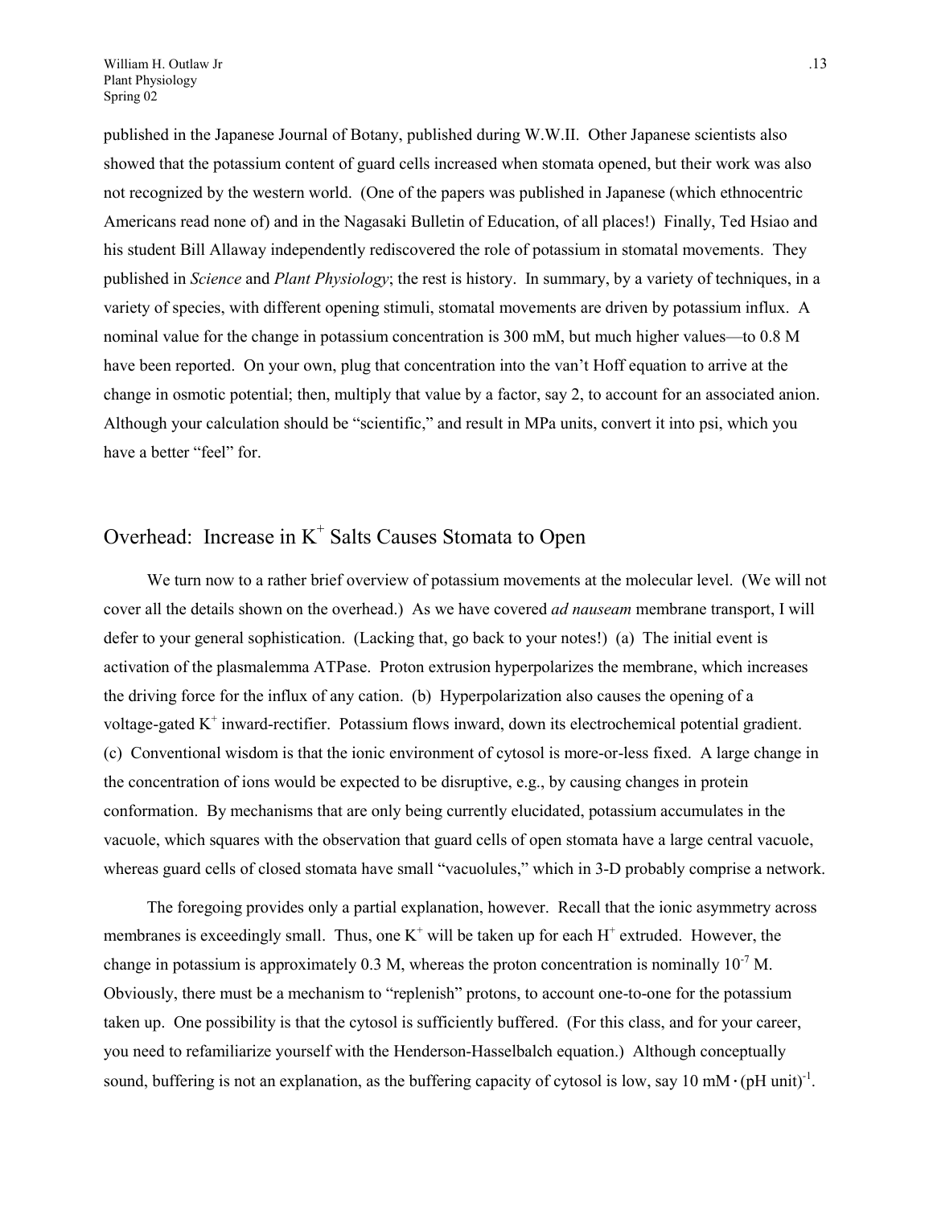published in the Japanese Journal of Botany, published during W.W.II. Other Japanese scientists also showed that the potassium content of guard cells increased when stomata opened, but their work was also not recognized by the western world. (One of the papers was published in Japanese (which ethnocentric Americans read none of) and in the Nagasaki Bulletin of Education, of all places!) Finally, Ted Hsiao and his student Bill Allaway independently rediscovered the role of potassium in stomatal movements. They published in *Science* and *Plant Physiology*; the rest is history. In summary, by a variety of techniques, in a variety of species, with different opening stimuli, stomatal movements are driven by potassium influx. A nominal value for the change in potassium concentration is 300 mM, but much higher values—to 0.8 M have been reported. On your own, plug that concentration into the van't Hoff equation to arrive at the change in osmotic potential; then, multiply that value by a factor, say 2, to account for an associated anion. Although your calculation should be "scientific," and result in MPa units, convert it into psi, which you have a better "feel" for.

## Overhead: Increase in $K^+$ Salts Causes Stomata to Open

We turn now to a rather brief overview of potassium movements at the molecular level. (We will not cover all the details shown on the overhead.) As we have covered *ad nauseam* membrane transport, I will defer to your general sophistication. (Lacking that, go back to your notes!) (a) The initial event is activation of the plasmalemma ATPase. Proton extrusion hyperpolarizes the membrane, which increases the driving force for the influx of any cation. (b) Hyperpolarization also causes the opening of a voltage-gated $K^+$ inward-rectifier. Potassium flows inward, down its electrochemical potential gradient. (c) Conventional wisdom is that the ionic environment of cytosol is more-or-less fixed. A large change in the concentration of ions would be expected to be disruptive, e.g., by causing changes in protein conformation. By mechanisms that are only being currently elucidated, potassium accumulates in the vacuole, which squares with the observation that guard cells of open stomata have a large central vacuole, whereas guard cells of closed stomata have small "vacuolules," which in 3-D probably comprise a network.

The foregoing provides only a partial explanation, however. Recall that the ionic asymmetry across membranes is exceedingly small. Thus, one $K^+$ will be taken up for each $H^+$ extruded. However, the change in potassium is approximately 0.3 M, whereas the proton concentration is nominally $10^{-7}$ M. Obviously, there must be a mechanism to "replenish" protons, to account one-to-one for the potassium taken up. One possibility is that the cytosol is sufficiently buffered. (For this class, and for your career, you need to refamiliarize yourself with the Henderson-Hasselbalch equation.) Although conceptually sound, buffering is not an explanation, as the buffering capacity of cytosol is low, say $10 \text{ mM} \cdot (\text{pH unit})^{-1}$.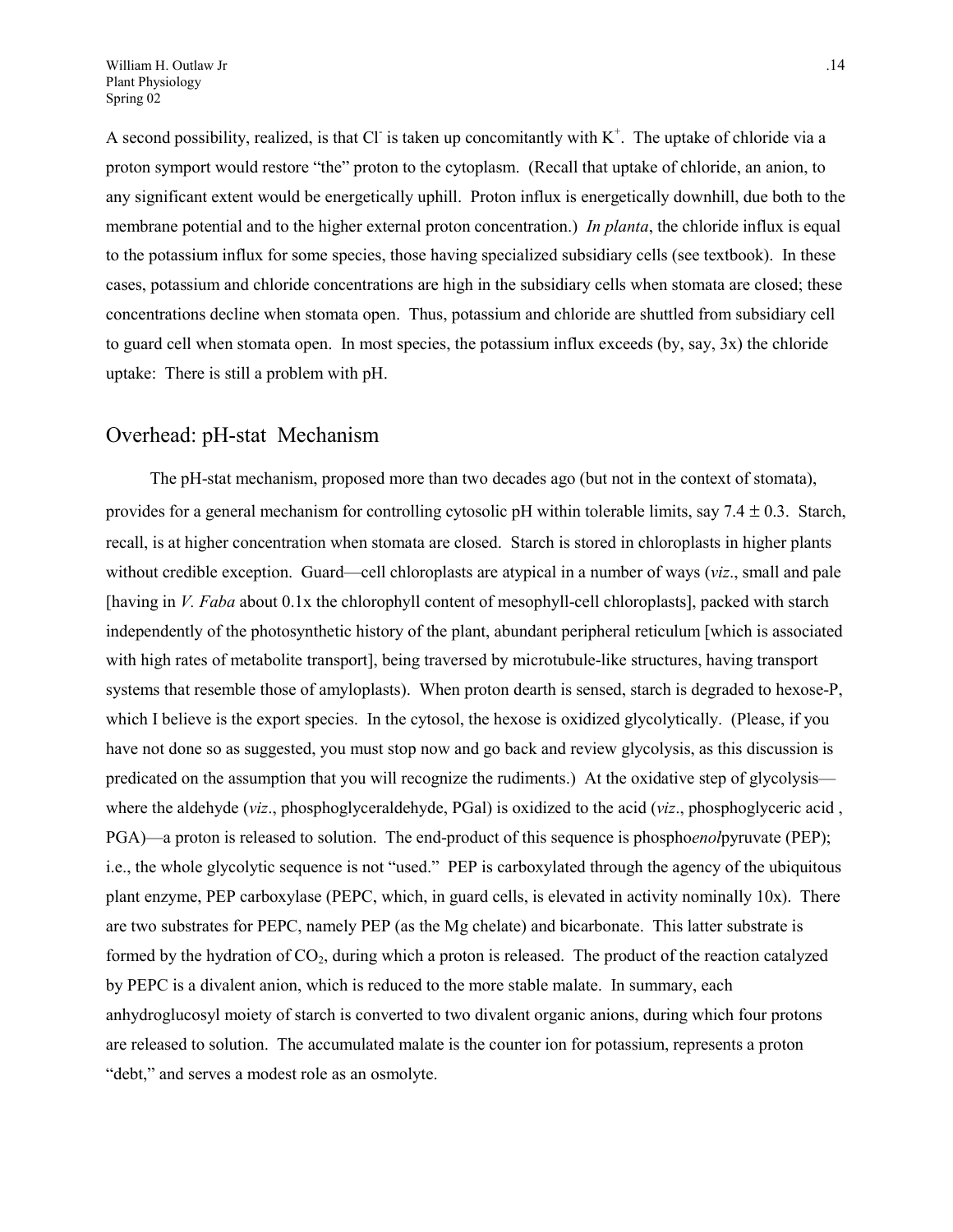A second possibility, realized, is that $Cl^-$ is taken up concomitantly with $K^+$. The uptake of chloride via a proton symport would restore "the" proton to the cytoplasm. (Recall that uptake of chloride, an anion, to any significant extent would be energetically uphill. Proton influx is energetically downhill, due both to the membrane potential and to the higher external proton concentration.) *In planta*, the chloride influx is equal to the potassium influx for some species, those having specialized subsidiary cells (see textbook). In these cases, potassium and chloride concentrations are high in the subsidiary cells when stomata are closed; these concentrations decline when stomata open. Thus, potassium and chloride are shuttled from subsidiary cell to guard cell when stomata open. In most species, the potassium influx exceeds (by, say, 3x) the chloride uptake: There is still a problem with pH.

## Overhead: pH-stat Mechanism

The pH-stat mechanism, proposed more than two decades ago (but not in the context of stomata), provides for a general mechanism for controlling cytosolic pH within tolerable limits, say $7.4 \pm 0.3$. Starch, recall, is at higher concentration when stomata are closed. Starch is stored in chloroplasts in higher plants without credible exception. Guard—cell chloroplasts are atypical in a number of ways (*viz*., small and pale [having in *V. Faba* about 0.1x the chlorophyll content of mesophyll-cell chloroplasts], packed with starch independently of the photosynthetic history of the plant, abundant peripheral reticulum [which is associated with high rates of metabolite transport], being traversed by microtubule-like structures, having transport systems that resemble those of amyloplasts). When proton dearth is sensed, starch is degraded to hexose-P, which I believe is the export species. In the cytosol, the hexose is oxidized glycolytically. (Please, if you have not done so as suggested, you must stop now and go back and review glycolysis, as this discussion is predicated on the assumption that you will recognize the rudiments.) At the oxidative step of glycolysis—where the aldehyde (*viz*., phosphoglyceraldehyde, PGal) is oxidized to the acid (*viz*., phosphoglyceric acid , PGA)—a proton is released to solution. The end-product of this sequence is phospho*enol*pyruvate (PEP); i.e., the whole glycolytic sequence is not "used." PEP is carboxylated through the agency of the ubiquitous plant enzyme, PEP carboxylase (PEPC, which, in guard cells, is elevated in activity nominally 10x). There are two substrates for PEPC, namely PEP (as the Mg chelate) and bicarbonate. This latter substrate is formed by the hydration of $CO_2$, during which a proton is released. The product of the reaction catalyzed by PEPC is a divalent anion, which is reduced to the more stable malate. In summary, each anhydroglucosyl moiety of starch is converted to two divalent organic anions, during which four protons are released to solution. The accumulated malate is the counter ion for potassium, represents a proton "debt," and serves a modest role as an osmolyte.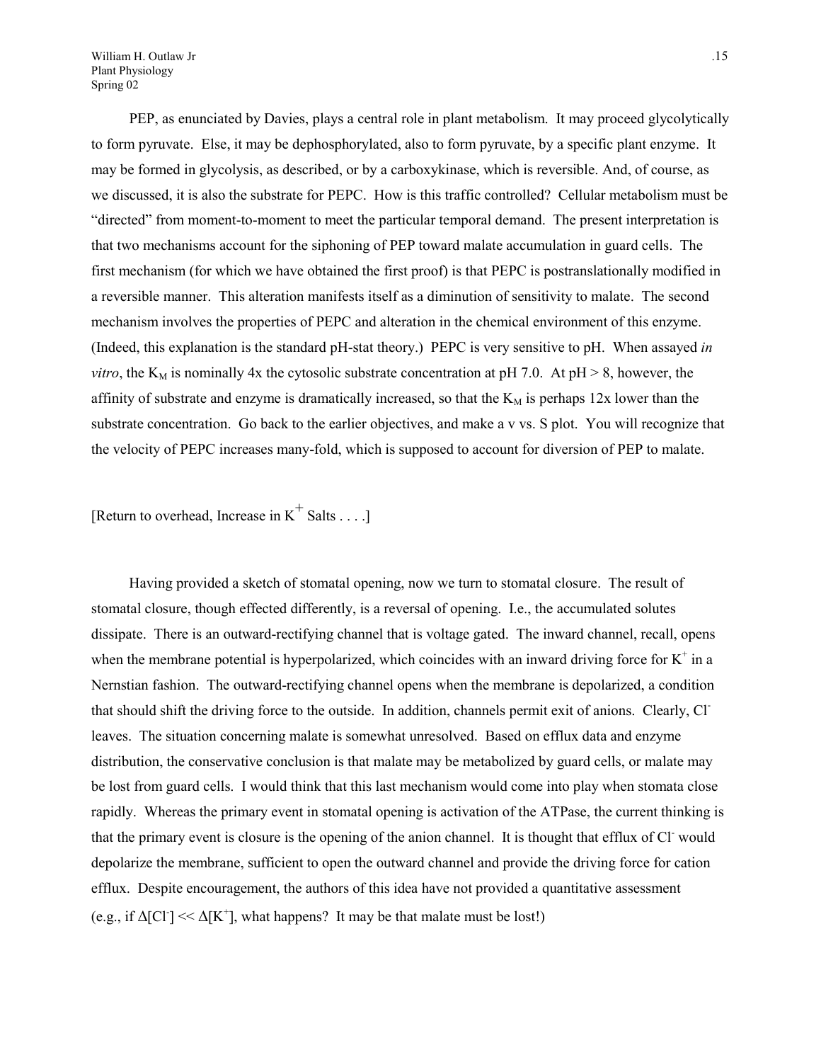PEP, as enunciated by Davies, plays a central role in plant metabolism. It may proceed glycolytically to form pyruvate. Else, it may be dephosphorylated, also to form pyruvate, by a specific plant enzyme. It may be formed in glycolysis, as described, or by a carboxykinase, which is reversible. And, of course, as we discussed, it is also the substrate for PEPC. How is this traffic controlled? Cellular metabolism must be "directed" from moment-to-moment to meet the particular temporal demand. The present interpretation is that two mechanisms account for the siphoning of PEP toward malate accumulation in guard cells. The first mechanism (for which we have obtained the first proof) is that PEPC is postranslationally modified in a reversible manner. This alteration manifests itself as a diminution of sensitivity to malate. The second mechanism involves the properties of PEPC and alteration in the chemical environment of this enzyme. (Indeed, this explanation is the standard pH-stat theory.) PEPC is very sensitive to pH. When assayed *in vitro*, the $K_M$ is nominally 4x the cytosolic substrate concentration at pH 7.0. At pH > 8, however, the affinity of substrate and enzyme is dramatically increased, so that the $K_M$ is perhaps 12x lower than the substrate concentration. Go back to the earlier objectives, and make a v vs. S plot. You will recognize that the velocity of PEPC increases many-fold, which is supposed to account for diversion of PEP to malate.

[Return to overhead, Increase in $K^+$ Salts . . . .]

Having provided a sketch of stomatal opening, now we turn to stomatal closure. The result of stomatal closure, though effected differently, is a reversal of opening. I.e., the accumulated solutes dissipate. There is an outward-rectifying channel that is voltage gated. The inward channel, recall, opens when the membrane potential is hyperpolarized, which coincides with an inward driving force for $K^+$ in a Nernstian fashion. The outward-rectifying channel opens when the membrane is depolarized, a condition that should shift the driving force to the outside. In addition, channels permit exit of anions. Clearly, $Cl^-$ leaves. The situation concerning malate is somewhat unresolved. Based on efflux data and enzyme distribution, the conservative conclusion is that malate may be metabolized by guard cells, or malate may be lost from guard cells. I would think that this last mechanism would come into play when stomata close rapidly. Whereas the primary event in stomatal opening is activation of the ATPase, the current thinking is that the primary event is closure is the opening of the anion channel. It is thought that efflux of $Cl^-$ would depolarize the membrane, sufficient to open the outward channel and provide the driving force for cation efflux. Despite encouragement, the authors of this idea have not provided a quantitative assessment (e.g., if $\Delta[Cl^-] \ll \Delta[K^+]$, what happens? It may be that malate must be lost!)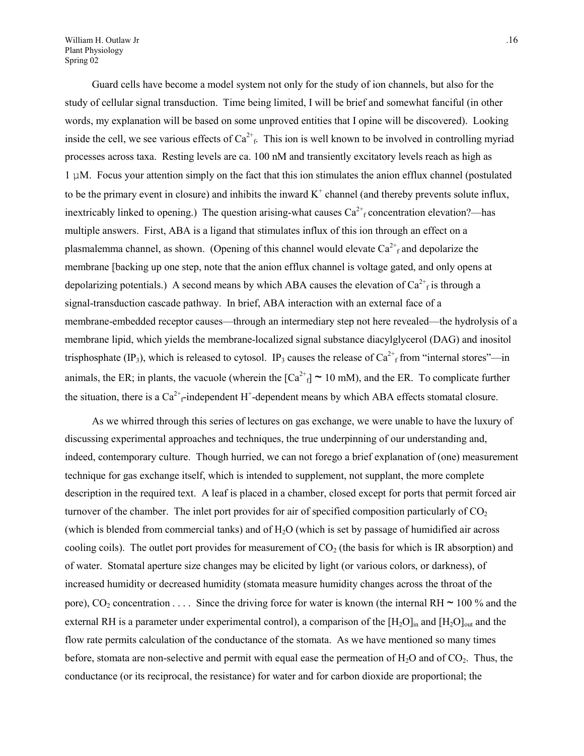Guard cells have become a model system not only for the study of ion channels, but also for the study of cellular signal transduction. Time being limited, I will be brief and somewhat fanciful (in other words, my explanation will be based on some unproved entities that I opine will be discovered). Looking inside the cell, we see various effects of $Ca^{2+}_f$. This ion is well known to be involved in controlling myriad processes across taxa. Resting levels are ca. 100 nM and transiently excitatory levels reach as high as 1 µM. Focus your attention simply on the fact that this ion stimulates the anion efflux channel (postulated to be the primary event in closure) and inhibits the inward $K^+$ channel (and thereby prevents solute influx, inextricably linked to opening.) The question arising-what causes $Ca^{2+}_f$ concentration elevation?—has multiple answers. First, ABA is a ligand that stimulates influx of this ion through an effect on a plasmalemma channel, as shown. (Opening of this channel would elevate $Ca^{2+}_f$ and depolarize the membrane [backing up one step, note that the anion efflux channel is voltage gated, and only opens at depolarizing potentials.) A second means by which ABA causes the elevation of $Ca^{2+}_f$ is through a signal-transduction cascade pathway. In brief, ABA interaction with an external face of a membrane-embedded receptor causes—through an intermediary step not here revealed—the hydrolysis of a membrane lipid, which yields the membrane-localized signal substance diacylglycerol (DAG) and inositol trisphosphate ($IP_3$), which is released to cytosol. $IP_3$ causes the release of $Ca^{2+}_f$ from "internal stores"—in animals, the ER; in plants, the vacuole (wherein the $[Ca^{2+}_f] \sim 10$ mM), and the ER. To complicate further the situation, there is a $Ca^{2+}_f$-independent $H^+$-dependent means by which ABA effects stomatal closure.

As we whirred through this series of lectures on gas exchange, we were unable to have the luxury of discussing experimental approaches and techniques, the true underpinning of our understanding and, indeed, contemporary culture. Though hurried, we can not forego a brief explanation of (one) measurement technique for gas exchange itself, which is intended to supplement, not supplant, the more complete description in the required text. A leaf is placed in a chamber, closed except for ports that permit forced air turnover of the chamber. The inlet port provides for air of specified composition particularly of $CO_2$ (which is blended from commercial tanks) and of $H_2O$ (which is set by passage of humidified air across cooling coils). The outlet port provides for measurement of $CO_2$ (the basis for which is IR absorption) and of water. Stomatal aperture size changes may be elicited by light (or various colors, or darkness), of increased humidity or decreased humidity (stomata measure humidity changes across the throat of the pore), $CO_2$ concentration . . . . Since the driving force for water is known (the internal RH $\sim$ 100 % and the external RH is a parameter under experimental control), a comparison of the $[H_2O]_{in}$ and $[H_2O]_{out}$ and the flow rate permits calculation of the conductance of the stomata. As we have mentioned so many times before, stomata are non-selective and permit with equal ease the permeation of $H_2O$ and of $CO_2$. Thus, the conductance (or its reciprocal, the resistance) for water and for carbon dioxide are proportional; the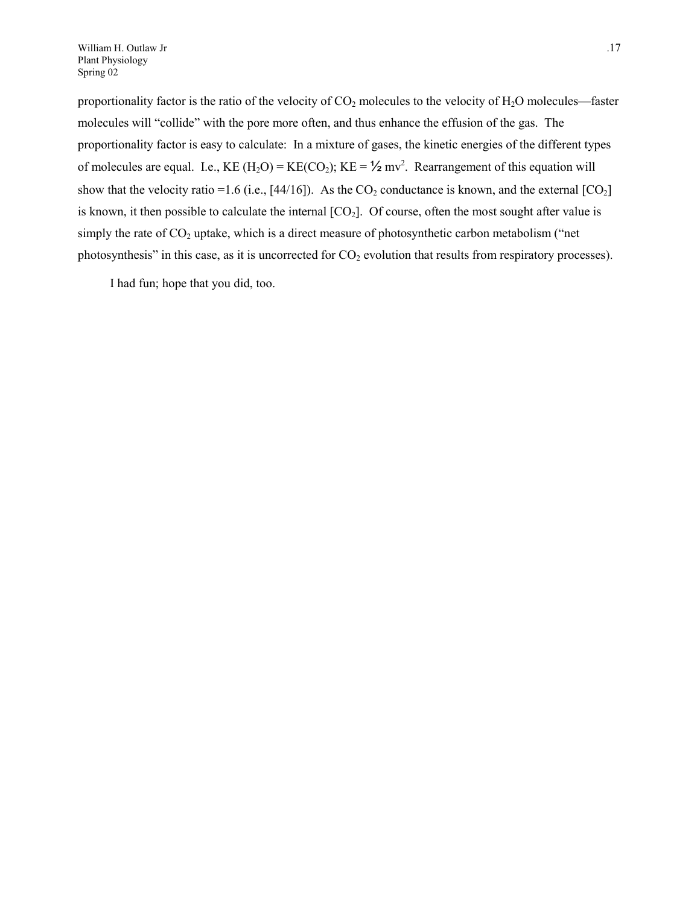proportionality factor is the ratio of the velocity of $CO_2$ molecules to the velocity of $H_2O$ molecules—faster molecules will "collide" with the pore more often, and thus enhance the effusion of the gas. The proportionality factor is easy to calculate: In a mixture of gases, the kinetic energies of the different types of molecules are equal. I.e., KE ($H_2O$) = KE($CO_2$); KE = ½ $mv^2$. Rearrangement of this equation will show that the velocity ratio =1.6 (i.e., [44/16]). As the $CO_2$ conductance is known, and the external [$CO_2$] is known, it then possible to calculate the internal [$CO_2$]. Of course, often the most sought after value is simply the rate of $CO_2$ uptake, which is a direct measure of photosynthetic carbon metabolism ("net photosynthesis" in this case, as it is uncorrected for $CO_2$ evolution that results from respiratory processes).

I had fun; hope that you did, too.